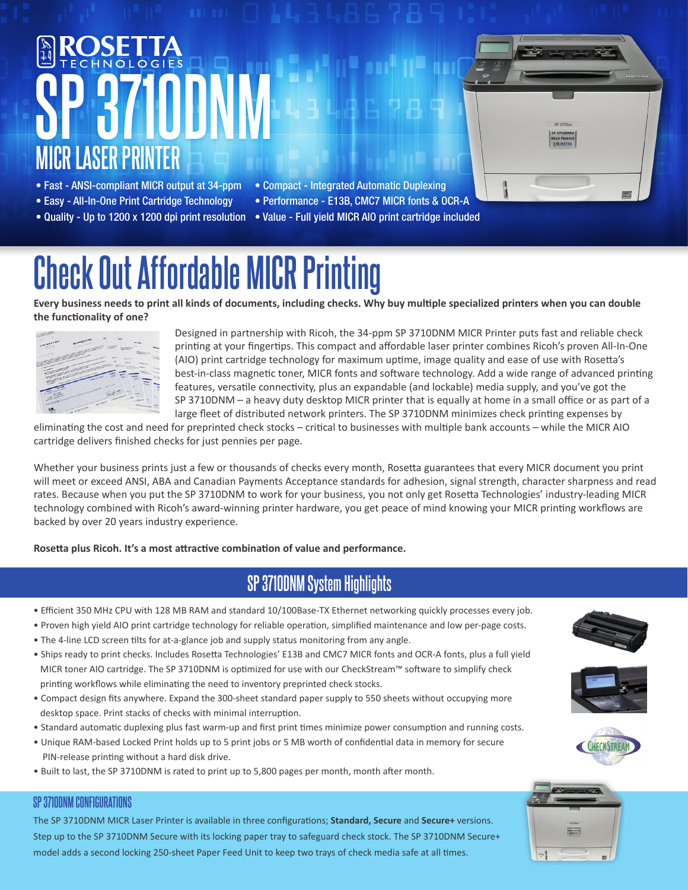# ROSETTA TECHNOLOGIES

# SP 3710DNM

## MICR LASER PRINTER

- Fast - ANSI-compliant MICR output at 34-ppm
- Easy - All-In-One Print Cartridge Technology
- Quality - Up to 1200 x 1200 dpi print resolution
- Compact - Integrated Automatic Duplexing
- Performance - E13B, CMC7 MICR fonts & OCR-A
- Value - Full yield MICR AIO print cartridge included

# Check Out Affordable MICR Printing

**Every business needs to print all kinds of documents, including checks. Why buy multiple specialized printers when you can double the functionality of one?**

Designed in partnership with Ricoh, the 34-ppm SP 3710DNM MICR Printer puts fast and reliable check printing at your fingertips. This compact and affordable laser printer combines Ricoh's proven All-In-One (AIO) print cartridge technology for maximum uptime, image quality and ease of use with Rosetta's best-in-class magnetic toner, MICR fonts and software technology. Add a wide range of advanced printing features, versatile connectivity, plus an expandable (and lockable) media supply, and you've got the SP 3710DNM – a heavy duty desktop MICR printer that is equally at home in a small office or as part of a large fleet of distributed network printers. The SP 3710DNM minimizes check printing expenses by eliminating the cost and need for preprinted check stocks – critical to businesses with multiple bank accounts – while the MICR AIO cartridge delivers finished checks for just pennies per page.

Whether your business prints just a few or thousands of checks every month, Rosetta guarantees that every MICR document you print will meet or exceed ANSI, ABA and Canadian Payments Acceptance standards for adhesion, signal strength, character sharpness and read rates. Because when you put the SP 3710DNM to work for your business, you not only get Rosetta Technologies' industry-leading MICR technology combined with Ricoh's award-winning printer hardware, you get peace of mind knowing your MICR printing workflows are backed by over 20 years industry experience.

**Rosetta plus Ricoh. It's a most attractive combination of value and performance.**

## SP 3710DNM System Highlights

- Efficient 350 MHz CPU with 128 MB RAM and standard 10/100Base-TX Ethernet networking quickly processes every job.
- Proven high yield AIO print cartridge technology for reliable operation, simplified maintenance and low per-page costs.
- The 4-line LCD screen tilts for at-a-glance job and supply status monitoring from any angle.
- Ships ready to print checks. Includes Rosetta Technologies' E13B and CMC7 MICR fonts and OCR-A fonts, plus a full yield MICR toner AIO cartridge. The SP 3710DNM is optimized for use with our CheckStream™ software to simplify check printing workflows while eliminating the need to inventory preprinted check stocks.
- Compact design fits anywhere. Expand the 300-sheet standard paper supply to 550 sheets without occupying more desktop space. Print stacks of checks with minimal interruption.
- Standard automatic duplexing plus fast warm-up and first print times minimize power consumption and running costs.
- Unique RAM-based Locked Print holds up to 5 print jobs or 5 MB worth of confidential data in memory for secure PIN-release printing without a hard disk drive.
- Built to last, the SP 3710DNM is rated to print up to 5,800 pages per month, month after month.

### SP 3710DNM CONFIGURATIONS

The SP 3710DNM MICR Laser Printer is available in three configurations; **Standard, Secure** and **Secure+** versions. Step up to the SP 3710DNM Secure with its locking paper tray to safeguard check stock. The SP 3710DNM Secure+ model adds a second locking 250-sheet Paper Feed Unit to keep two trays of check media safe at all times.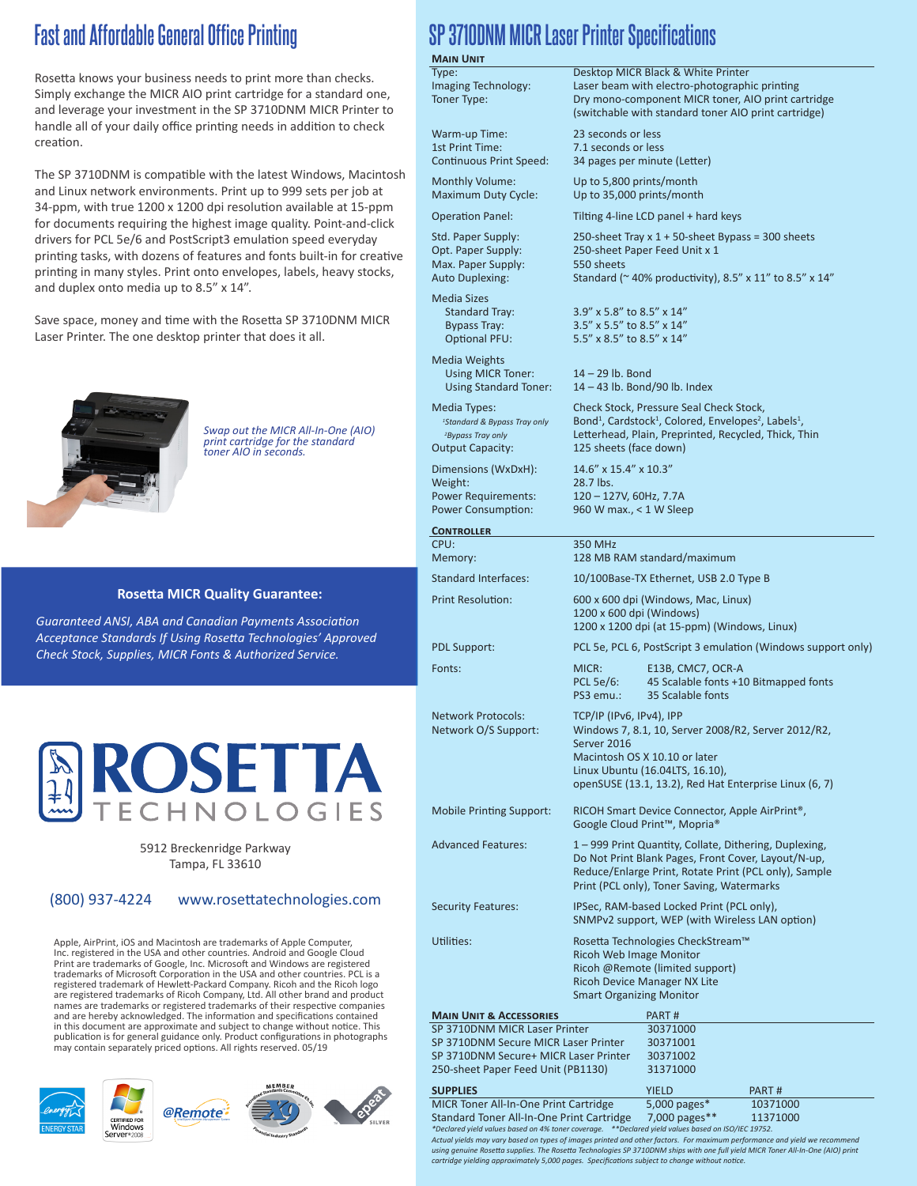# Fast and Affordable General Office Printing

Rosetta knows your business needs to print more than checks. Simply exchange the MICR AIO print cartridge for a standard one, and leverage your investment in the SP 3710DNM MICR Printer to handle all of your daily office printing needs in addition to check creation.

The SP 3710DNM is compatible with the latest Windows, Macintosh and Linux network environments. Print up to 999 sets per job at 34-ppm, with true 1200 x 1200 dpi resolution available at 15-ppm for documents requiring the highest image quality. Point-and-click drivers for PCL 5e/6 and PostScript3 emulation speed everyday printing tasks, with dozens of features and fonts built-in for creative printing in many styles. Print onto envelopes, labels, heavy stocks, and duplex onto media up to 8.5" x 14".

Save space, money and time with the Rosetta SP 3710DNM MICR Laser Printer. The one desktop printer that does it all.

*Swap out the MICR All-In-One (AIO) print cartridge for the standard toner AIO in seconds.*

**Rosetta MICR Quality Guarantee:**

*Guaranteed ANSI, ABA and Canadian Payments Association Acceptance Standards If Using Rosetta Technologies' Approved Check Stock, Supplies, MICR Fonts & Authorized Service.*

ROSETTA TECHNOLOGIES

5912 Breckenridge Parkway
Tampa, FL 33610

(800) 937-4224 www.rosettatechnologies.com

Apple, AirPrint, iOS and Macintosh are trademarks of Apple Computer, Inc. registered in the USA and other countries. Android and Google Cloud Print are trademarks of Google, Inc. Microsoft and Windows are registered trademarks of Microsoft Corporation in the USA and other countries. PCL is a registered trademark of Hewlett-Packard Company. Ricoh and the Ricoh logo are registered trademarks of Ricoh Company, Ltd. All other brand and product names are trademarks or registered trademarks of their respective companies and are hereby acknowledged. The information and specifications contained in this document are approximate and subject to change without notice. This publication is for general guidance only. Product configurations in photographs may contain separately priced options. All rights reserved. 05/19

# SP 3710DNM MICR Laser Printer Specifications

## Main Unit

| | |
|---|---|
| Type: | Desktop MICR Black & White Printer |
| Imaging Technology: | Laser beam with electro-photographic printing |
| Toner Type: | Dry mono-component MICR toner, AIO print cartridge (switchable with standard toner AIO print cartridge) |
| Warm-up Time: | 23 seconds or less |
| 1st Print Time: | 7.1 seconds or less |
| Continuous Print Speed: | 34 pages per minute (Letter) |
| Monthly Volume: | Up to 5,800 prints/month |
| Maximum Duty Cycle: | Up to 35,000 prints/month |
| Operation Panel: | Tilting 4-line LCD panel + hard keys |
| Std. Paper Supply: | 250-sheet Tray x 1 + 50-sheet Bypass = 300 sheets |
| Opt. Paper Supply: | 250-sheet Paper Feed Unit x 1 |
| Max. Paper Supply: | 550 sheets |
| Auto Duplexing: | Standard (~ 40% productivity), 8.5" x 11" to 8.5" x 14" |
| Media Sizes | |
| Standard Tray: | 3.9" x 5.8" to 8.5" x 14" |
| Bypass Tray: | 3.5" x 5.5" to 8.5" x 14" |
| Optional PFU: | 5.5" x 8.5" to 8.5" x 14" |
| Media Weights | |
| Using MICR Toner: | 14 – 29 lb. Bond |
| Using Standard Toner: | 14 – 43 lb. Bond/90 lb. Index |
| Media Types: ([1]Standard & Bypass Tray only; [2]Bypass Tray only) | Check Stock, Pressure Seal Check Stock, Bond[1], Cardstock[1], Colored, Envelopes[2], Labels[1], Letterhead, Plain, Preprinted, Recycled, Thick, Thin |
| Output Capacity: | 125 sheets (face down) |
| Dimensions (WxDxH): | 14.6" x 15.4" x 10.3" |
| Weight: | 28.7 lbs. |
| Power Requirements: | 120 – 127V, 60Hz, 7.7A |
| Power Consumption: | 960 W max., < 1 W Sleep |

## Controller

| | |
|---|---|
| CPU: | 350 MHz |
| Memory: | 128 MB RAM standard/maximum |
| Standard Interfaces: | 10/100Base-TX Ethernet, USB 2.0 Type B |
| Print Resolution: | 600 x 600 dpi (Windows, Mac, Linux)<br>1200 x 600 dpi (Windows)<br>1200 x 1200 dpi (at 15-ppm) (Windows, Linux) |
| PDL Support: | PCL 5e, PCL 6, PostScript 3 emulation (Windows support only) |
| Fonts: | MICR: E13B, CMC7, OCR-A<br>PCL 5e/6: 45 Scalable fonts +10 Bitmapped fonts<br>PS3 emu.: 35 Scalable fonts |
| Network Protocols: | TCP/IP (IPv6, IPv4), IPP |
| Network O/S Support: | Windows 7, 8.1, 10, Server 2008/R2, Server 2012/R2, Server 2016<br>Macintosh OS X 10.10 or later<br>Linux Ubuntu (16.04LTS, 16.10), openSUSE (13.1, 13.2), Red Hat Enterprise Linux (6, 7) |
| Mobile Printing Support: | RICOH Smart Device Connector, Apple AirPrint®, Google Cloud Print™, Mopria® |
| Advanced Features: | 1 – 999 Print Quantity, Collate, Dithering, Duplexing, Do Not Print Blank Pages, Front Cover, Layout/N-up, Reduce/Enlarge Print, Rotate Print (PCL only), Sample Print (PCL only), Toner Saving, Watermarks |
| Security Features: | IPSec, RAM-based Locked Print (PCL only), SNMPv2 support, WEP (with Wireless LAN option) |
| Utilities: | Rosetta Technologies CheckStream™<br>Ricoh Web Image Monitor<br>Ricoh @Remote (limited support)<br>Ricoh Device Manager NX Lite<br>Smart Organizing Monitor |

## Main Unit & Accessories

| Main Unit & Accessories | Part # |
|---|---|
| SP 3710DNM MICR Laser Printer | 30371000 |
| SP 3710DNM Secure MICR Laser Printer | 30371001 |
| SP 3710DNM Secure+ MICR Laser Printer | 30371002 |
| 250-sheet Paper Feed Unit (PB1130) | 31371000 |

## Supplies

| Supplies | Yield | Part # |
|---|---|---|
| MICR Toner All-In-One Print Cartridge | 5,000 pages* | 10371000 |
| Standard Toner All-In-One Print Cartridge | 7,000 pages** | 11371000 |

*\*Declared yield values based on 4% toner coverage. \*\*Declared yield values based on ISO/IEC 19752.*

*Actual yields may vary based on types of images printed and other factors. For maximum performance and yield we recommend using genuine Rosetta supplies. The Rosetta Technologies SP 3710DNM ships with one full yield MICR Toner All-In-One (AIO) print cartridge yielding approximately 5,000 pages. Specifications subject to change without notice.*